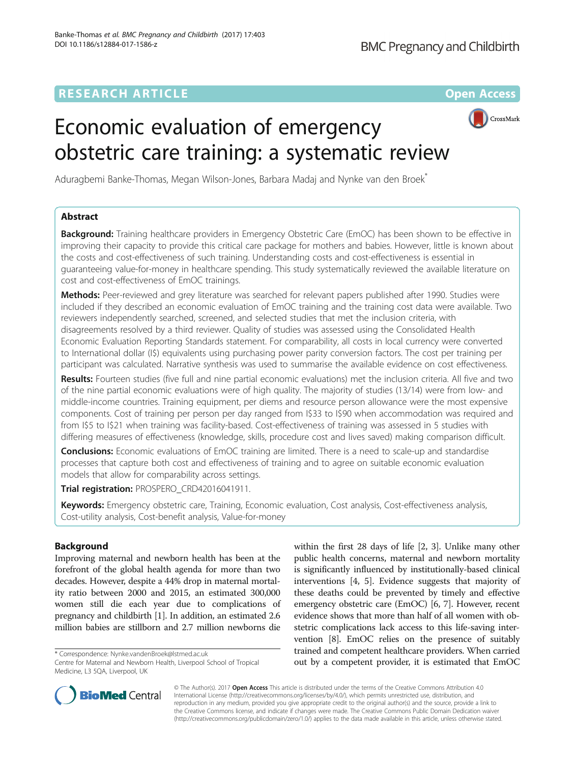RESEARCH ARTICLE

Open Access

# Economic evaluation of emergency obstetric care training: a systematic review

Aduragbemi Banke-Thomas, Megan Wilson-Jones, Barbara Madaj and Nynke van den Broek*

## Abstract

**Background:** Training healthcare providers in Emergency Obstetric Care (EmOC) has been shown to be effective in improving their capacity to provide this critical care package for mothers and babies. However, little is known about the costs and cost-effectiveness of such training. Understanding costs and cost-effectiveness is essential in guaranteeing value-for-money in healthcare spending. This study systematically reviewed the available literature on cost and cost-effectiveness of EmOC trainings.

**Methods:** Peer-reviewed and grey literature was searched for relevant papers published after 1990. Studies were included if they described an economic evaluation of EmOC training and the training cost data were available. Two reviewers independently searched, screened, and selected studies that met the inclusion criteria, with disagreements resolved by a third reviewer. Quality of studies was assessed using the Consolidated Health Economic Evaluation Reporting Standards statement. For comparability, all costs in local currency were converted to International dollar (I$) equivalents using purchasing power parity conversion factors. The cost per training per participant was calculated. Narrative synthesis was used to summarise the available evidence on cost effectiveness.

**Results:** Fourteen studies (five full and nine partial economic evaluations) met the inclusion criteria. All five and two of the nine partial economic evaluations were of high quality. The majority of studies (13/14) were from low- and middle-income countries. Training equipment, per diems and resource person allowance were the most expensive components. Cost of training per person per day ranged from I$33 to I$90 when accommodation was required and from I$5 to I$21 when training was facility-based. Cost-effectiveness of training was assessed in 5 studies with differing measures of effectiveness (knowledge, skills, procedure cost and lives saved) making comparison difficult.

**Conclusions:** Economic evaluations of EmOC training are limited. There is a need to scale-up and standardise processes that capture both cost and effectiveness of training and to agree on suitable economic evaluation models that allow for comparability across settings.

**Trial registration:** PROSPERO_CRD42016041911.

**Keywords:** Emergency obstetric care, Training, Economic evaluation, Cost analysis, Cost-effectiveness analysis, Cost-utility analysis, Cost-benefit analysis, Value-for-money

## Background

Improving maternal and newborn health has been at the forefront of the global health agenda for more than two decades. However, despite a 44% drop in maternal mortality ratio between 2000 and 2015, an estimated 300,000 women still die each year due to complications of pregnancy and childbirth [1]. In addition, an estimated 2.6 million babies are stillborn and 2.7 million newborns die within the first 28 days of life [2, 3]. Unlike many other public health concerns, maternal and newborn mortality is significantly influenced by institutionally-based clinical interventions [4, 5]. Evidence suggests that majority of these deaths could be prevented by timely and effective emergency obstetric care (EmOC) [6, 7]. However, recent evidence shows that more than half of all women with obstetric complications lack access to this life-saving intervention [8]. EmOC relies on the presence of suitably trained and competent healthcare providers. When carried out by a competent provider, it is estimated that EmOC

\* Correspondence: Nynke.vandenBroek@lstmed.ac.uk
Centre for Maternal and Newborn Health, Liverpool School of Tropical Medicine, L3 5QA, Liverpool, UK

© The Author(s). 2017 **Open Access** This article is distributed under the terms of the Creative Commons Attribution 4.0 International License (http://creativecommons.org/licenses/by/4.0/), which permits unrestricted use, distribution, and reproduction in any medium, provided you give appropriate credit to the original author(s) and the source, provide a link to the Creative Commons license, and indicate if changes were made. The Creative Commons Public Domain Dedication waiver (http://creativecommons.org/publicdomain/zero/1.0/) applies to the data made available in this article, unless otherwise stated.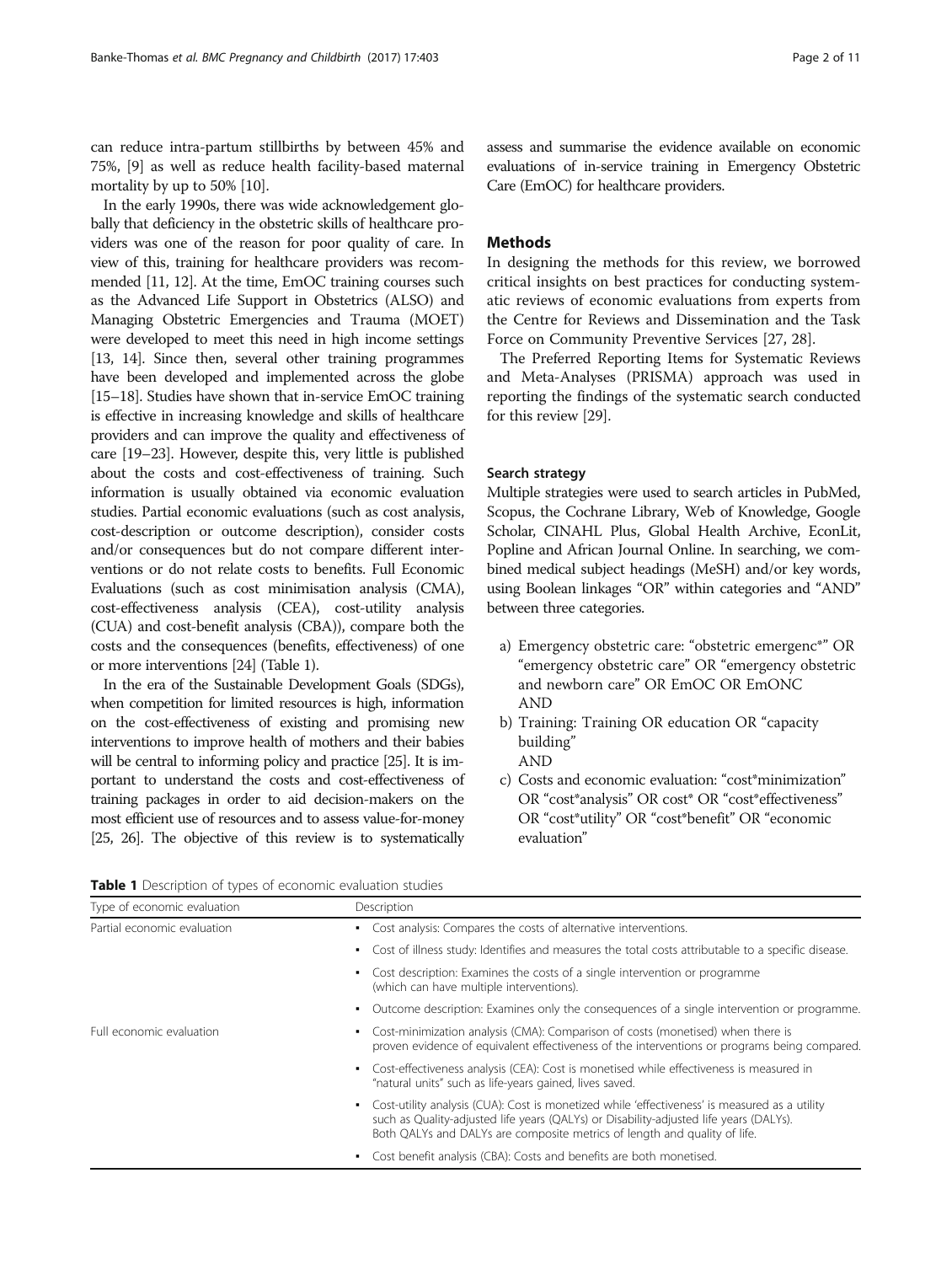can reduce intra-partum stillbirths by between 45% and 75%, [9] as well as reduce health facility-based maternal mortality by up to 50% [10].

In the early 1990s, there was wide acknowledgement globally that deficiency in the obstetric skills of healthcare providers was one of the reason for poor quality of care. In view of this, training for healthcare providers was recommended [11, 12]. At the time, EmOC training courses such as the Advanced Life Support in Obstetrics (ALSO) and Managing Obstetric Emergencies and Trauma (MOET) were developed to meet this need in high income settings [13, 14]. Since then, several other training programmes have been developed and implemented across the globe [15–18]. Studies have shown that in-service EmOC training is effective in increasing knowledge and skills of healthcare providers and can improve the quality and effectiveness of care [19–23]. However, despite this, very little is published about the costs and cost-effectiveness of training. Such information is usually obtained via economic evaluation studies. Partial economic evaluations (such as cost analysis, cost-description or outcome description), consider costs and/or consequences but do not compare different interventions or do not relate costs to benefits. Full Economic Evaluations (such as cost minimisation analysis (CMA), cost-effectiveness analysis (CEA), cost-utility analysis (CUA) and cost-benefit analysis (CBA)), compare both the costs and the consequences (benefits, effectiveness) of one or more interventions [24] (Table 1).

In the era of the Sustainable Development Goals (SDGs), when competition for limited resources is high, information on the cost-effectiveness of existing and promising new interventions to improve health of mothers and their babies will be central to informing policy and practice [25]. It is important to understand the costs and cost-effectiveness of training packages in order to aid decision-makers on the most efficient use of resources and to assess value-for-money [25, 26]. The objective of this review is to systematically assess and summarise the evidence available on economic evaluations of in-service training in Emergency Obstetric Care (EmOC) for healthcare providers.

## Methods

In designing the methods for this review, we borrowed critical insights on best practices for conducting systematic reviews of economic evaluations from experts from the Centre for Reviews and Dissemination and the Task Force on Community Preventive Services [27, 28].

The Preferred Reporting Items for Systematic Reviews and Meta-Analyses (PRISMA) approach was used in reporting the findings of the systematic search conducted for this review [29].

### Search strategy

Multiple strategies were used to search articles in PubMed, Scopus, the Cochrane Library, Web of Knowledge, Google Scholar, CINAHL Plus, Global Health Archive, EconLit, Popline and African Journal Online. In searching, we combined medical subject headings (MeSH) and/or key words, using Boolean linkages "OR" within categories and "AND" between three categories.

a) Emergency obstetric care: "obstetric emergenc*" OR "emergency obstetric care" OR "emergency obstetric and newborn care" OR EmOC OR EmONC
AND
b) Training: Training OR education OR "capacity building"
AND
c) Costs and economic evaluation: "cost*minimization" OR "cost*analysis" OR cost* OR "cost*effectiveness" OR "cost*utility" OR "cost*benefit" OR "economic evaluation"

**Table 1** Description of types of economic evaluation studies

| Type of economic evaluation | Description |
|---|---|
| Partial economic evaluation | • Cost analysis: Compares the costs of alternative interventions. |
| | • Cost of illness study: Identifies and measures the total costs attributable to a specific disease. |
| | • Cost description: Examines the costs of a single intervention or programme (which can have multiple interventions). |
| | • Outcome description: Examines only the consequences of a single intervention or programme. |
| Full economic evaluation | • Cost-minimization analysis (CMA): Comparison of costs (monetised) when there is proven evidence of equivalent effectiveness of the interventions or programs being compared. |
| | • Cost-effectiveness analysis (CEA): Cost is monetised while effectiveness is measured in "natural units" such as life-years gained, lives saved. |
| | • Cost-utility analysis (CUA): Cost is monetized while 'effectiveness' is measured as a utility such as Quality-adjusted life years (QALYs) or Disability-adjusted life years (DALYs). Both QALYs and DALYs are composite metrics of length and quality of life. |
| | • Cost benefit analysis (CBA): Costs and benefits are both monetised. |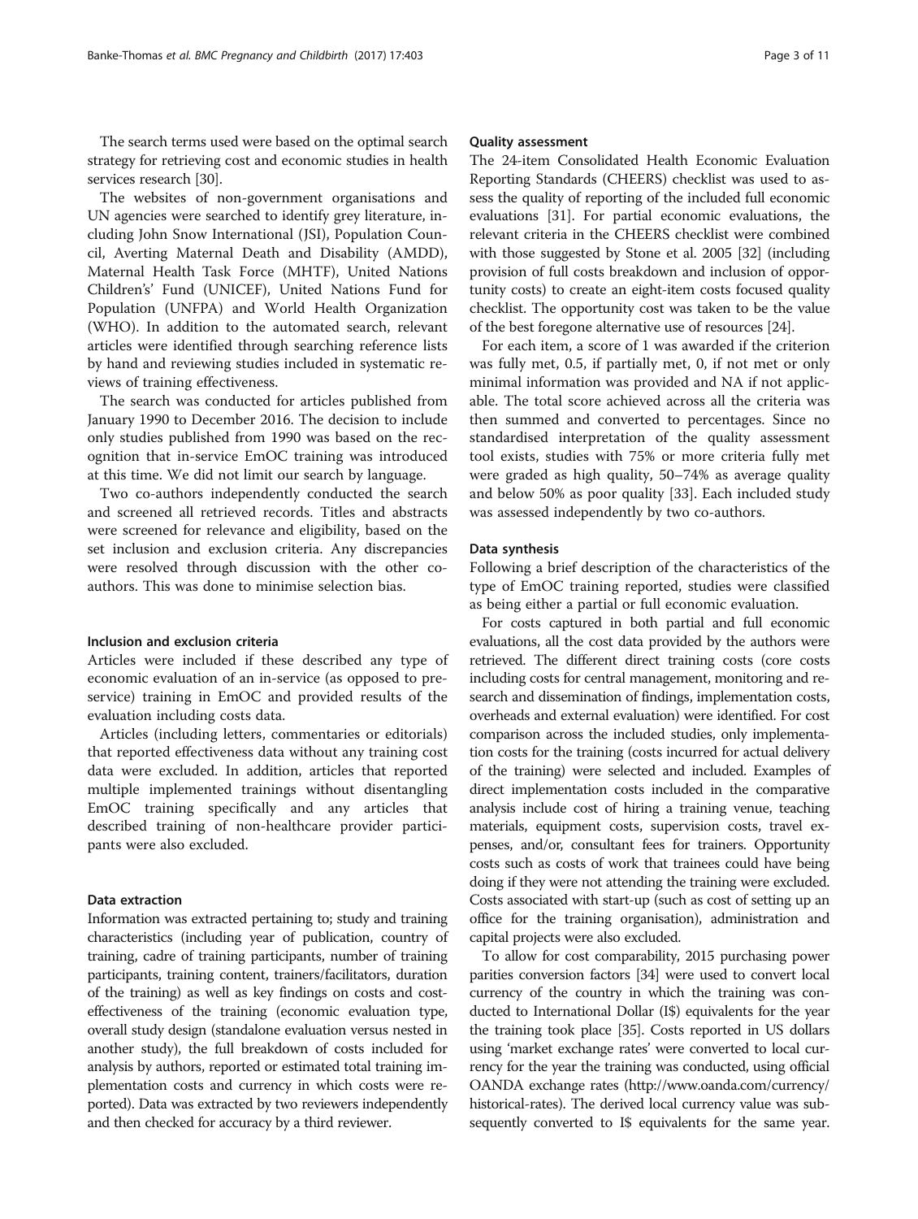The search terms used were based on the optimal search strategy for retrieving cost and economic studies in health services research [30].

The websites of non-government organisations and UN agencies were searched to identify grey literature, including John Snow International (JSI), Population Council, Averting Maternal Death and Disability (AMDD), Maternal Health Task Force (MHTF), United Nations Children's' Fund (UNICEF), United Nations Fund for Population (UNFPA) and World Health Organization (WHO). In addition to the automated search, relevant articles were identified through searching reference lists by hand and reviewing studies included in systematic reviews of training effectiveness.

The search was conducted for articles published from January 1990 to December 2016. The decision to include only studies published from 1990 was based on the recognition that in-service EmOC training was introduced at this time. We did not limit our search by language.

Two co-authors independently conducted the search and screened all retrieved records. Titles and abstracts were screened for relevance and eligibility, based on the set inclusion and exclusion criteria. Any discrepancies were resolved through discussion with the other co-authors. This was done to minimise selection bias.

### Inclusion and exclusion criteria

Articles were included if these described any type of economic evaluation of an in-service (as opposed to pre-service) training in EmOC and provided results of the evaluation including costs data.

Articles (including letters, commentaries or editorials) that reported effectiveness data without any training cost data were excluded. In addition, articles that reported multiple implemented trainings without disentangling EmOC training specifically and any articles that described training of non-healthcare provider participants were also excluded.

### Data extraction

Information was extracted pertaining to; study and training characteristics (including year of publication, country of training, cadre of training participants, number of training participants, training content, trainers/facilitators, duration of the training) as well as key findings on costs and cost-effectiveness of the training (economic evaluation type, overall study design (standalone evaluation versus nested in another study), the full breakdown of costs included for analysis by authors, reported or estimated total training implementation costs and currency in which costs were reported). Data was extracted by two reviewers independently and then checked for accuracy by a third reviewer.

### Quality assessment

The 24-item Consolidated Health Economic Evaluation Reporting Standards (CHEERS) checklist was used to assess the quality of reporting of the included full economic evaluations [31]. For partial economic evaluations, the relevant criteria in the CHEERS checklist were combined with those suggested by Stone et al. 2005 [32] (including provision of full costs breakdown and inclusion of opportunity costs) to create an eight-item costs focused quality checklist. The opportunity cost was taken to be the value of the best foregone alternative use of resources [24].

For each item, a score of 1 was awarded if the criterion was fully met, 0.5, if partially met, 0, if not met or only minimal information was provided and NA if not applicable. The total score achieved across all the criteria was then summed and converted to percentages. Since no standardised interpretation of the quality assessment tool exists, studies with 75% or more criteria fully met were graded as high quality, 50–74% as average quality and below 50% as poor quality [33]. Each included study was assessed independently by two co-authors.

### Data synthesis

Following a brief description of the characteristics of the type of EmOC training reported, studies were classified as being either a partial or full economic evaluation.

For costs captured in both partial and full economic evaluations, all the cost data provided by the authors were retrieved. The different direct training costs (core costs including costs for central management, monitoring and research and dissemination of findings, implementation costs, overheads and external evaluation) were identified. For cost comparison across the included studies, only implementation costs for the training (costs incurred for actual delivery of the training) were selected and included. Examples of direct implementation costs included in the comparative analysis include cost of hiring a training venue, teaching materials, equipment costs, supervision costs, travel expenses, and/or, consultant fees for trainers. Opportunity costs such as costs of work that trainees could have being doing if they were not attending the training were excluded. Costs associated with start-up (such as cost of setting up an office for the training organisation), administration and capital projects were also excluded.

To allow for cost comparability, 2015 purchasing power parities conversion factors [34] were used to convert local currency of the country in which the training was conducted to International Dollar (I$) equivalents for the year the training took place [35]. Costs reported in US dollars using 'market exchange rates' were converted to local currency for the year the training was conducted, using official OANDA exchange rates (http://www.oanda.com/currency/historical-rates). The derived local currency value was subsequently converted to I$ equivalents for the same year.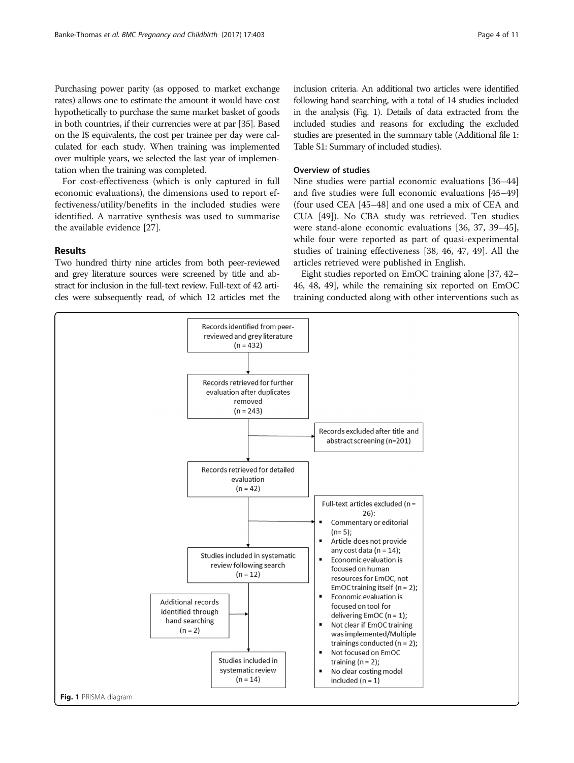Purchasing power parity (as opposed to market exchange rates) allows one to estimate the amount it would have cost hypothetically to purchase the same market basket of goods in both countries, if their currencies were at par [35]. Based on the I$ equivalents, the cost per trainee per day were calculated for each study. When training was implemented over multiple years, we selected the last year of implementation when the training was completed.

For cost-effectiveness (which is only captured in full economic evaluations), the dimensions used to report effectiveness/utility/benefits in the included studies were identified. A narrative synthesis was used to summarise the available evidence [27].

## Results

Two hundred thirty nine articles from both peer-reviewed and grey literature sources were screened by title and abstract for inclusion in the full-text review. Full-text of 42 articles were subsequently read, of which 12 articles met the inclusion criteria. An additional two articles were identified following hand searching, with a total of 14 studies included in the analysis (Fig. 1). Details of data extracted from the included studies and reasons for excluding the excluded studies are presented in the summary table (Additional file 1: Table S1: Summary of included studies).

### Overview of studies

Nine studies were partial economic evaluations [36–44] and five studies were full economic evaluations [45–49] (four used CEA [45–48] and one used a mix of CEA and CUA [49]). No CBA study was retrieved. Ten studies were stand-alone economic evaluations [36, 37, 39–45], while four were reported as part of quasi-experimental studies of training effectiveness [38, 46, 47, 49]. All the articles retrieved were published in English.

Eight studies reported on EmOC training alone [37, 42–46, 48, 49], while the remaining six reported on EmOC training conducted along with other interventions such as

Records identified from peer-reviewed and grey literature (n = 432)

Records retrieved for further evaluation after duplicates removed (n = 243)

Records excluded after title and abstract screening (n=201)

Records retrieved for detailed evaluation (n = 42)

Full-text articles excluded (n = 26):
- Commentary or editorial (n= 5);
- Article does not provide any cost data (n = 14);
- Economic evaluation is focused on human resources for EmOC, not EmOC training itself (n = 2);
- Economic evaluation is focused on tool for delivering EmOC (n = 1);
- Not clear if EmOC training was implemented/Multiple trainings conducted (n = 2);
- Not focused on EmOC training (n = 2);
- No clear costing model included (n = 1)

Studies included in systematic review following search (n = 12)

Additional records identified through hand searching (n = 2)

Studies included in systematic review (n = 14)

**Fig. 1** PRISMA diagram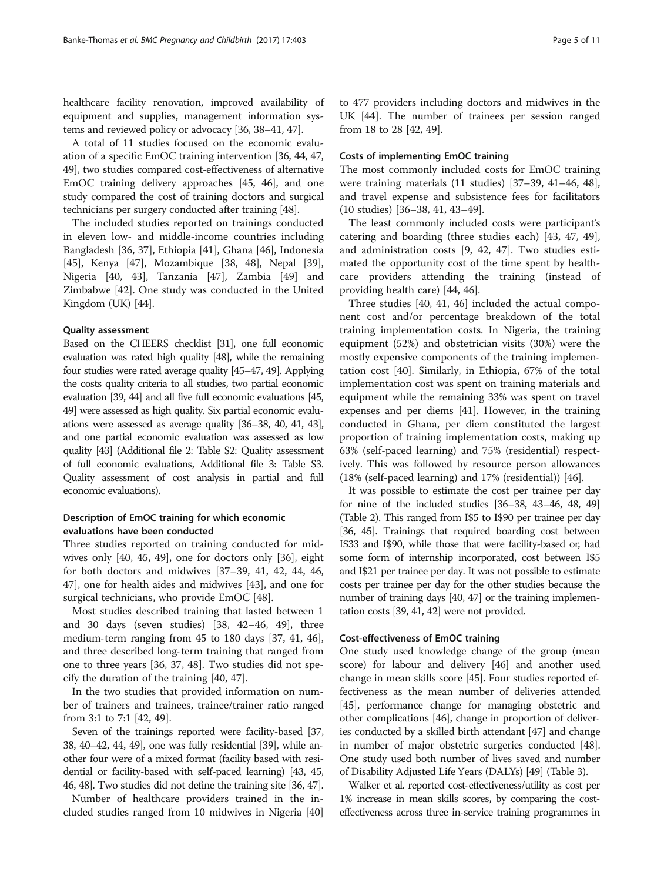healthcare facility renovation, improved availability of equipment and supplies, management information systems and reviewed policy or advocacy [36, 38–41, 47].

A total of 11 studies focused on the economic evaluation of a specific EmOC training intervention [36, 44, 47, 49], two studies compared cost-effectiveness of alternative EmOC training delivery approaches [45, 46], and one study compared the cost of training doctors and surgical technicians per surgery conducted after training [48].

The included studies reported on trainings conducted in eleven low- and middle-income countries including Bangladesh [36, 37], Ethiopia [41], Ghana [46], Indonesia [45], Kenya [47], Mozambique [38, 48], Nepal [39], Nigeria [40, 43], Tanzania [47], Zambia [49] and Zimbabwe [42]. One study was conducted in the United Kingdom (UK) [44].

#### Quality assessment

Based on the CHEERS checklist [31], one full economic evaluation was rated high quality [48], while the remaining four studies were rated average quality [45–47, 49]. Applying the costs quality criteria to all studies, two partial economic evaluation [39, 44] and all five full economic evaluations [45, 49] were assessed as high quality. Six partial economic evaluations were assessed as average quality [36–38, 40, 41, 43], and one partial economic evaluation was assessed as low quality [43] (Additional file 2: Table S2: Quality assessment of full economic evaluations, Additional file 3: Table S3. Quality assessment of cost analysis in partial and full economic evaluations).

### Description of EmOC training for which economic evaluations have been conducted

Three studies reported on training conducted for midwives only [40, 45, 49], one for doctors only [36], eight for both doctors and midwives [37–39, 41, 42, 44, 46, 47], one for health aides and midwives [43], and one for surgical technicians, who provide EmOC [48].

Most studies described training that lasted between 1 and 30 days (seven studies) [38, 42–46, 49], three medium-term ranging from 45 to 180 days [37, 41, 46], and three described long-term training that ranged from one to three years [36, 37, 48]. Two studies did not specify the duration of the training [40, 47].

In the two studies that provided information on number of trainers and trainees, trainee/trainer ratio ranged from 3:1 to 7:1 [42, 49].

Seven of the trainings reported were facility-based [37, 38, 40–42, 44, 49], one was fully residential [39], while another four were of a mixed format (facility based with residential or facility-based with self-paced learning) [43, 45, 46, 48]. Two studies did not define the training site [36, 47].

Number of healthcare providers trained in the included studies ranged from 10 midwives in Nigeria [40] to 477 providers including doctors and midwives in the UK [44]. The number of trainees per session ranged from 18 to 28 [42, 49].

#### Costs of implementing EmOC training

The most commonly included costs for EmOC training were training materials (11 studies) [37–39, 41–46, 48], and travel expense and subsistence fees for facilitators (10 studies) [36–38, 41, 43–49].

The least commonly included costs were participant's catering and boarding (three studies each) [43, 47, 49], and administration costs [9, 42, 47]. Two studies estimated the opportunity cost of the time spent by healthcare providers attending the training (instead of providing health care) [44, 46].

Three studies [40, 41, 46] included the actual component cost and/or percentage breakdown of the total training implementation costs. In Nigeria, the training equipment (52%) and obstetrician visits (30%) were the mostly expensive components of the training implementation cost [40]. Similarly, in Ethiopia, 67% of the total implementation cost was spent on training materials and equipment while the remaining 33% was spent on travel expenses and per diems [41]. However, in the training conducted in Ghana, per diem constituted the largest proportion of training implementation costs, making up 63% (self-paced learning) and 75% (residential) respectively. This was followed by resource person allowances (18% (self-paced learning) and 17% (residential)) [46].

It was possible to estimate the cost per trainee per day for nine of the included studies [36–38, 43–46, 48, 49] (Table 2). This ranged from I$5 to I$90 per trainee per day [36, 45]. Trainings that required boarding cost between I$33 and I$90, while those that were facility-based or, had some form of internship incorporated, cost between I$5 and I$21 per trainee per day. It was not possible to estimate costs per trainee per day for the other studies because the number of training days [40, 47] or the training implementation costs [39, 41, 42] were not provided.

#### Cost-effectiveness of EmOC training

One study used knowledge change of the group (mean score) for labour and delivery [46] and another used change in mean skills score [45]. Four studies reported effectiveness as the mean number of deliveries attended [45], performance change for managing obstetric and other complications [46], change in proportion of deliveries conducted by a skilled birth attendant [47] and change in number of major obstetric surgeries conducted [48]. One study used both number of lives saved and number of Disability Adjusted Life Years (DALYs) [49] (Table 3).

Walker et al. reported cost-effectiveness/utility as cost per 1% increase in mean skills scores, by comparing the cost-effectiveness across three in-service training programmes in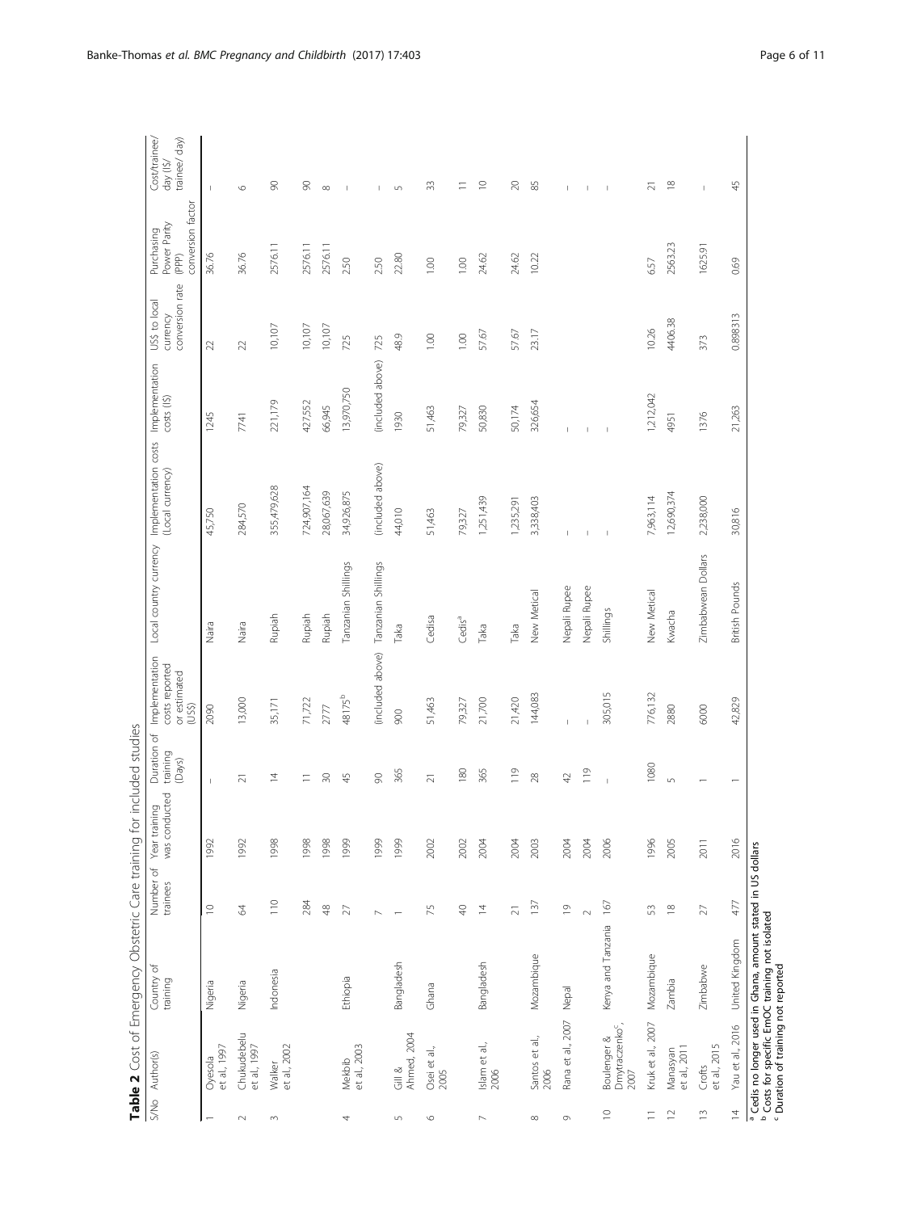**Table 2** Cost of Emergency Obstetric Care training for included studies

| S/No | Author(s) | Country of training | Number of trainees | Year training was conducted | Duration of training (Days) | Implementation costs reported or estimated (US$) | Local country currency | Implementation costs (Local currency) | Implementation costs (I$) | US$ to local currency conversion rate | Purchasing Power Parity (PPP) conversion factor | Cost/trainee/day (I$/trainee/day) |
|---|---|---|---|---|---|---|---|---|---|---|---|---|
| 1 | Oyesola et al., 1997 | Nigeria | 10 | 1992 | – | 2090 | Naira | 45,750 | 1245 | 22 | 36.76 | – |
| 2 | Chukudebelu et al., 1997 | Nigeria | 64 | 1992 | 21 | 13,000 | Naira | 284,570 | 7741 | 22 | 36.76 | 6 |
| 3 | Walker et al., 2002 | Indonesia | 110 | 1998 | 14 | 35,171 | Rupiah | 355,479,628 | 221,179 | 10,107 | 2576.11 | 90 |
| | | | 284 | 1998 | 11 | 71,722 | Rupiah | 724,907,164 | 427,552 | 10,107 | 2576.11 | 90 |
| | | | 48 | 1998 | 30 | 2777 | Rupiah | 28,067,639 | 66,945 | 10,107 | 2576.11 | 8 |
| 4 | Mekbib et al., 2003 | Ethiopia | 27 | 1999 | 45 | 48175[b] | Tanzanian Shillings | 34,926,875 | 13,970,750 | 725 | 2.50 | – |
| | | | 7 | 1999 | 90 | (included above) | Tanzanian Shillings | (included above) | (included above) | 725 | 2.50 | – |
| 5 | Gill & Ahmed, 2004 | Bangladesh | 1 | 1999 | 365 | 900 | Taka | 44,010 | 1930 | 48.9 | 22.80 | 5 |
| 6 | Osei et al., 2005 | Ghana | 75 | 2002 | 21 | 51,463 | Cedisa | 51,463 | 51,463 | 1.00 | 1.00 | 33 |
| | | | 40 | 2002 | 180 | 79,327 | Cedis[a] | 79,327 | 79,327 | 1.00 | 1.00 | 11 |
| 7 | Islam et al., 2006 | Bangladesh | 14 | 2004 | 365 | 21,700 | Taka | 1,251,439 | 50,830 | 57.67 | 24.62 | 10 |
| | | | 21 | 2004 | 119 | 21,420 | Taka | 1,235,291 | 50,174 | 57.67 | 24.62 | 20 |
| 8 | Santos et al., 2006 | Mozambique | 137 | 2003 | 28 | 144,083 | New Metical | 3,338,403 | 326,654 | 23.17 | 10.22 | 85 |
| 9 | Rana et al., 2007 | Nepal | 19 | 2004 | 42 | – | Nepali Rupee | – | – | | | – |
| | | | 2 | 2004 | 119 | – | Nepali Rupee | – | – | | | – |
| 10 | Boulenger & Dmytraczenko[c], 2007 | Kenya and Tanzania | 167 | 2006 | – | 305,015 | Shillings | – | – | | | – |
| 11 | Kruk et al., 2007 | Mozambique | 53 | 1996 | 1080 | 776,132 | New Metical | 7,963,114 | 1,212,042 | 10.26 | 6.57 | 21 |
| 12 | Manasyan et al., 2011 | Zambia | 18 | 2005 | 5 | 2880 | Kwacha | 12,690,374 | 4951 | 4406.38 | 2563.23 | 18 |
| 13 | Crofts et al., 2015 | Zimbabwe | 27 | 2011 | 1 | 6000 | Zimbabwean Dollars | 2,238,000 | 1376 | 373 | 1625.91 | – |
| 14 | Yau et al., 2016 | United Kingdom | 477 | 2016 | 1 | 42,829 | British Pounds | 30,816 | 21,263 | 0.898313 | 0.69 | 45 |

[a] Cedis no longer used in Ghana, amount stated in US dollars
[b] Costs for specific EmOC training not isolated
[c] Duration of training not reported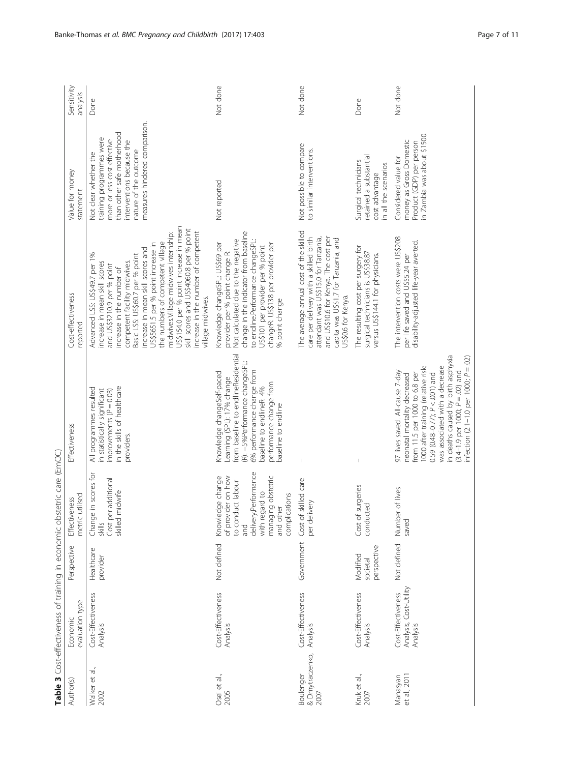**Table 3** Cost-effectiveness of training in economic emergency obstetric care (EmOC)

| Author(s) | Economic evaluation type | Perspective | Effectiveness metric utilised | Effectiveness | Cost-effectiveness reported | Value for money statement | Sensitivity analysis |
|---|---|---|---|---|---|---|---|
| Walker et al., 2002 | Cost-Effectiveness Analysis | Healthcare provider | Change in scores for skills Cost per additional skilled midwife | All programmes resulted in statistically significant improvements ($P = 0.03$) in the skills of healthcare providers. | Advanced LSS: US$49.7 per 1% increase in mean skill scores and US$3210.9 per % point increase in the number of competent facility midwives. Basic LSS: US$60.7 per % point increase in mean skill scores and US$5651.5 per % point increase in the numbers of competent village midwives.Village midwives internship: US$154.0 per % point increase in mean skill scores and US$4060.8 per % point increase in the number of competent village midwives. | Not clear whether the training programmes were more or less cost-effective than other safe motherhood interventions because the nature of the outcome measures hindered comparison. | Done |
| Osei et al., 2005 | Cost-Effectiveness Analysis | Not defined | Knowledge change of provider on how to conduct labour and delivery,Performance with regard to managing obstetric and other complications | Knowledge changeSelf-paced Learning (SPL): 17% change from baseline to endlineResidential (R): −5%Performance changeSPL: 6% performance change from baseline to endlineR: 4% performance change from baseline to endline | Knowledge changeSPL: US$69 per provider per % point change R: Not calculated due to the negative change in the indicator from baseline to endline.Performance changeSPL: US$101 per provider per % point changeR: US$138 per provider per % point change | Not reported | Not done |
| Boulenger & Dmytraczenko, 2007 | Cost-Effectiveness Analysis | Government | Cost of skilled care per delivery | – | The average annual cost of the skilled care per delivery with a skilled birth attendant was US$15.0 for Tanzania, and US$10.6 for Kenya. The cost per capita was US$1.7 for Tanzania, and US$0.6 for Kenya. | Not possible to compare to similar interventions. | Not done |
| Kruk et al., 2007 | Cost-Effectiveness Analysis | Modified societal perspective | Cost of surgeries conducted | – | The resulting cost per surgery for surgical technicians is US$38.87 versus US$144.1 for physicians. | Surgical technicians retained a substantial cost advantage in all the scenarios. | Done |
| Manasyan et al., 2011 | Cost-Effectiveness Analysis, Cost-Utility Analysis | Not defined | Number of lives saved | 97 lives saved. All-cause 7-day neonatal mortality decreased from 11.5 per 1000 to 6.8 per 1000 after training (relative risk: 0.59 (0.48–0.77); $P < .001$) and was associated with a decrease in deaths caused by birth asphyxia (3.4–1.9 per 1000; $P = .02$) and infection (2.1–1.0 per 1000; $P = .02$) | The intervention costs were US$208 per life saved and US$5.24 per disability-adjusted life-year averted. | Considered value for money as Gross Domestic Product (GDP) per person in Zambia was about $1500. | Not done |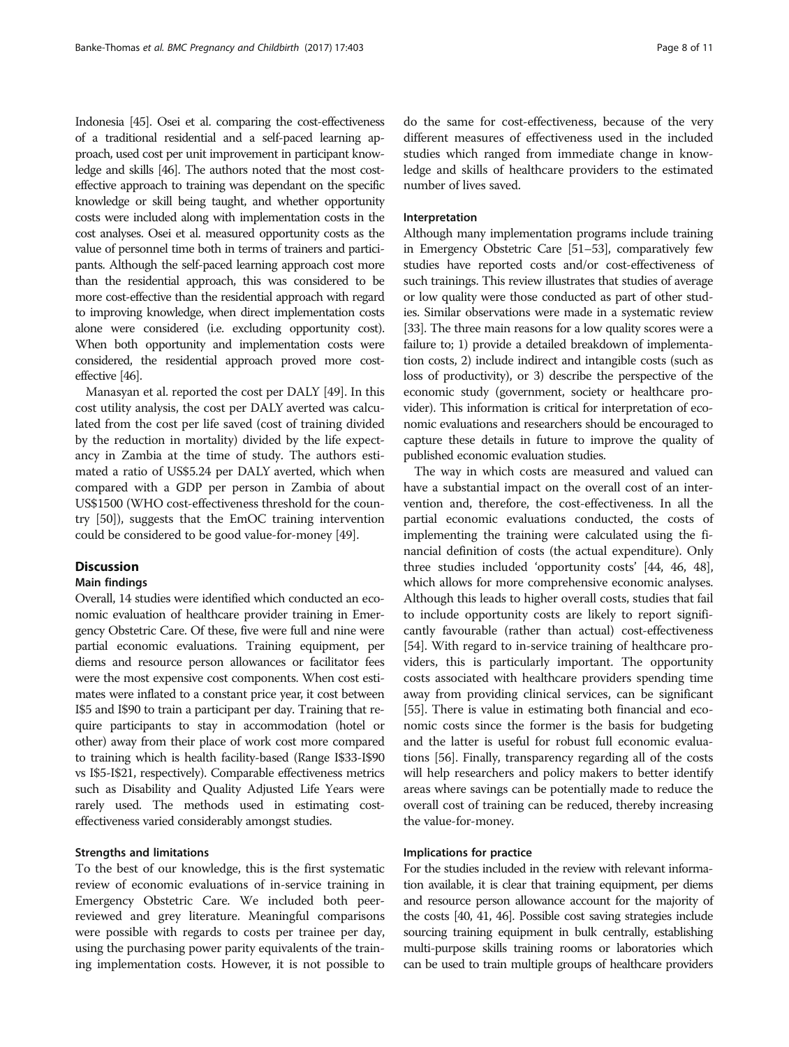Indonesia [45]. Osei et al. comparing the cost-effectiveness of a traditional residential and a self-paced learning approach, used cost per unit improvement in participant knowledge and skills [46]. The authors noted that the most cost-effective approach to training was dependant on the specific knowledge or skill being taught, and whether opportunity costs were included along with implementation costs in the cost analyses. Osei et al. measured opportunity costs as the value of personnel time both in terms of trainers and participants. Although the self-paced learning approach cost more than the residential approach, this was considered to be more cost-effective than the residential approach with regard to improving knowledge, when direct implementation costs alone were considered (i.e. excluding opportunity cost). When both opportunity and implementation costs were considered, the residential approach proved more cost-effective [46].

Manasyan et al. reported the cost per DALY [49]. In this cost utility analysis, the cost per DALY averted was calculated from the cost per life saved (cost of training divided by the reduction in mortality) divided by the life expectancy in Zambia at the time of study. The authors estimated a ratio of US$5.24 per DALY averted, which when compared with a GDP per person in Zambia of about US$1500 (WHO cost-effectiveness threshold for the country [50]), suggests that the EmOC training intervention could be considered to be good value-for-money [49].

## Discussion

### Main findings

Overall, 14 studies were identified which conducted an economic evaluation of healthcare provider training in Emergency Obstetric Care. Of these, five were full and nine were partial economic evaluations. Training equipment, per diems and resource person allowances or facilitator fees were the most expensive cost components. When cost estimates were inflated to a constant price year, it cost between I$5 and I$90 to train a participant per day. Training that require participants to stay in accommodation (hotel or other) away from their place of work cost more compared to training which is health facility-based (Range I$33-I$90 vs I$5-I$21, respectively). Comparable effectiveness metrics such as Disability and Quality Adjusted Life Years were rarely used. The methods used in estimating cost-effectiveness varied considerably amongst studies.

### Strengths and limitations

To the best of our knowledge, this is the first systematic review of economic evaluations of in-service training in Emergency Obstetric Care. We included both peer-reviewed and grey literature. Meaningful comparisons were possible with regards to costs per trainee per day, using the purchasing power parity equivalents of the training implementation costs. However, it is not possible to do the same for cost-effectiveness, because of the very different measures of effectiveness used in the included studies which ranged from immediate change in knowledge and skills of healthcare providers to the estimated number of lives saved.

### Interpretation

Although many implementation programs include training in Emergency Obstetric Care [51–53], comparatively few studies have reported costs and/or cost-effectiveness of such trainings. This review illustrates that studies of average or low quality were those conducted as part of other studies. Similar observations were made in a systematic review [33]. The three main reasons for a low quality scores were a failure to; 1) provide a detailed breakdown of implementation costs, 2) include indirect and intangible costs (such as loss of productivity), or 3) describe the perspective of the economic study (government, society or healthcare provider). This information is critical for interpretation of economic evaluations and researchers should be encouraged to capture these details in future to improve the quality of published economic evaluation studies.

The way in which costs are measured and valued can have a substantial impact on the overall cost of an intervention and, therefore, the cost-effectiveness. In all the partial economic evaluations conducted, the costs of implementing the training were calculated using the financial definition of costs (the actual expenditure). Only three studies included 'opportunity costs' [44, 46, 48], which allows for more comprehensive economic analyses. Although this leads to higher overall costs, studies that fail to include opportunity costs are likely to report significantly favourable (rather than actual) cost-effectiveness [54]. With regard to in-service training of healthcare providers, this is particularly important. The opportunity costs associated with healthcare providers spending time away from providing clinical services, can be significant [55]. There is value in estimating both financial and economic costs since the former is the basis for budgeting and the latter is useful for robust full economic evaluations [56]. Finally, transparency regarding all of the costs will help researchers and policy makers to better identify areas where savings can be potentially made to reduce the overall cost of training can be reduced, thereby increasing the value-for-money.

### Implications for practice

For the studies included in the review with relevant information available, it is clear that training equipment, per diems and resource person allowance account for the majority of the costs [40, 41, 46]. Possible cost saving strategies include sourcing training equipment in bulk centrally, establishing multi-purpose skills training rooms or laboratories which can be used to train multiple groups of healthcare providers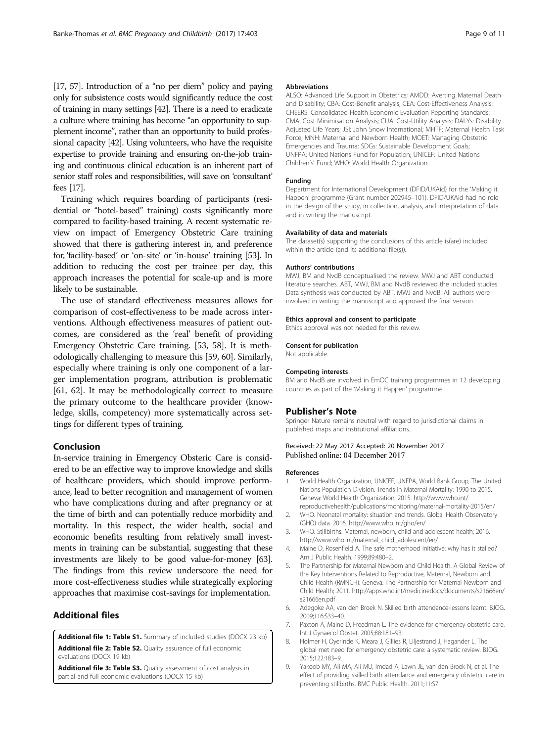[17, 57]. Introduction of a "no per diem" policy and paying only for subsistence costs would significantly reduce the cost of training in many settings [42]. There is a need to eradicate a culture where training has become "an opportunity to supplement income", rather than an opportunity to build professional capacity [42]. Using volunteers, who have the requisite expertise to provide training and ensuring on-the-job training and continuous clinical education is an inherent part of senior staff roles and responsibilities, will save on 'consultant' fees [17].

Training which requires boarding of participants (residential or "hotel-based" training) costs significantly more compared to facility-based training. A recent systematic review on impact of Emergency Obstetric Care training showed that there is gathering interest in, and preference for, 'facility-based' or 'on-site' or 'in-house' training [53]. In addition to reducing the cost per trainee per day, this approach increases the potential for scale-up and is more likely to be sustainable.

The use of standard effectiveness measures allows for comparison of cost-effectiveness to be made across interventions. Although effectiveness measures of patient outcomes, are considered as the 'real' benefit of providing Emergency Obstetric Care training. [53, 58]. It is methodologically challenging to measure this [59, 60]. Similarly, especially where training is only one component of a larger implementation program, attribution is problematic [61, 62]. It may be methodologically correct to measure the primary outcome to the healthcare provider (knowledge, skills, competency) more systematically across settings for different types of training.

## Conclusion

In-service training in Emergency Obsteric Care is considered to be an effective way to improve knowledge and skills of healthcare providers, which should improve performance, lead to better recognition and management of women who have complications during and after pregnancy or at the time of birth and can potentially reduce morbidity and mortality. In this respect, the wider health, social and economic benefits resulting from relatively small investments in training can be substantial, suggesting that these investments are likely to be good value-for-money [63]. The findings from this review underscore the need for more cost-effectiveness studies while strategically exploring approaches that maximise cost-savings for implementation.

## Additional files

**Additional file 1: Table S1.** Summary of included studies (DOCX 23 kb)

**Additional file 2: Table S2.** Quality assurance of full economic evaluations (DOCX 19 kb)

**Additional file 3: Table S3.** Quality assessment of cost analysis in partial and full economic evaluations (DOCX 15 kb)

#### Abbreviations

ALSO: Advanced Life Support in Obstetrics; AMDD: Averting Maternal Death and Disability; CBA: Cost-Benefit analysis; CEA: Cost-Effectiveness Analysis; CHEERS: Consolidated Health Economic Evaluation Reporting Standards; CMA: Cost Minimisation Analysis; CUA: Cost-Utility Analysis; DALYs: Disability Adjusted Life Years; JSI: John Snow International; MHTF: Maternal Health Task Force; MNH: Maternal and Newborn Health; MOET: Managing Obstetric Emergencies and Trauma; SDGs: Sustainable Development Goals; UNFPA: United Nations Fund for Population; UNICEF: United Nations Children's' Fund; WHO: World Health Organization

#### Funding

Department for International Development (DFID/UKAid) for the 'Making it Happen' programme (Grant number 202945–101). DFID/UKAid had no role in the design of the study, in collection, analysis, and interpretation of data and in writing the manuscript.

#### Availability of data and materials

The dataset(s) supporting the conclusions of this article is(are) included within the article (and its additional file(s)).

#### Authors' contributions

MWJ, BM and NvdB conceptualised the review. MWJ and ABT conducted literature searches. ABT, MWJ, BM and NvdB reviewed the included studies. Data synthesis was conducted by ABT, MWJ and NvdB. All authors were involved in writing the manuscript and approved the final version.

#### Ethics approval and consent to participate

Ethics approval was not needed for this review.

#### Consent for publication

Not applicable.

#### Competing interests

BM and NvdB are involved in EmOC training programmes in 12 developing countries as part of the 'Making it Happen' programme.

## Publisher's Note

Springer Nature remains neutral with regard to jurisdictional claims in published maps and institutional affiliations.

Received: 22 May 2017 Accepted: 20 November 2017
Published online: 04 December 2017

#### References

1. World Health Organization, UNICEF, UNFPA, World Bank Group, The United Nations Population Division. Trends in Maternal Mortality: 1990 to 2015. Geneva: World Health Organization; 2015. http://www.who.int/reproductivehealth/publications/monitoring/maternal-mortality-2015/en/
2. WHO. Neonatal mortality: situation and trends. Global Health Observatory (GHO) data. 2016. http://www.who.int/gho/en/
3. WHO. Stillbirths. Maternal, newborn, child and adolescent health; 2016. http://www.who.int/maternal_child_adolescent/en/
4. Maine D, Rosenfield A. The safe motherhood initiative: why has it stalled? Am J Public Health. 1999;89:480–2.
5. The Partnership for Maternal Newborn and Child Health. A Global Review of the Key Interventions Related to Reproductive, Maternal, Newborn and Child Health (RMNCH). Geneva: The Partnership for Maternal Newborn and Child Health; 2011. http://apps.who.int/medicinedocs/documents/s21666en/s21666en.pdf
6. Adegoke AA, van den Broek N. Skilled birth attendance-lessons learnt. BJOG. 2009;116:S33–40.
7. Paxton A, Maine D, Freedman L. The evidence for emergency obstetric care. Int J Gynaecol Obstet. 2005;88:181–93.
8. Holmer H, Oyerinde K, Meara J, Gillies R, Liljestrand J, Hagander L. The global met need for emergency obstetric care: a systematic review. BJOG. 2015;122:183–9.
9. Yakoob MY, Ali MA, Ali MU, Imdad A, Lawn JE, van den Broek N, et al. The effect of providing skilled birth attendance and emergency obstetric care in preventing stillbirths. BMC Public Health. 2011;11:S7.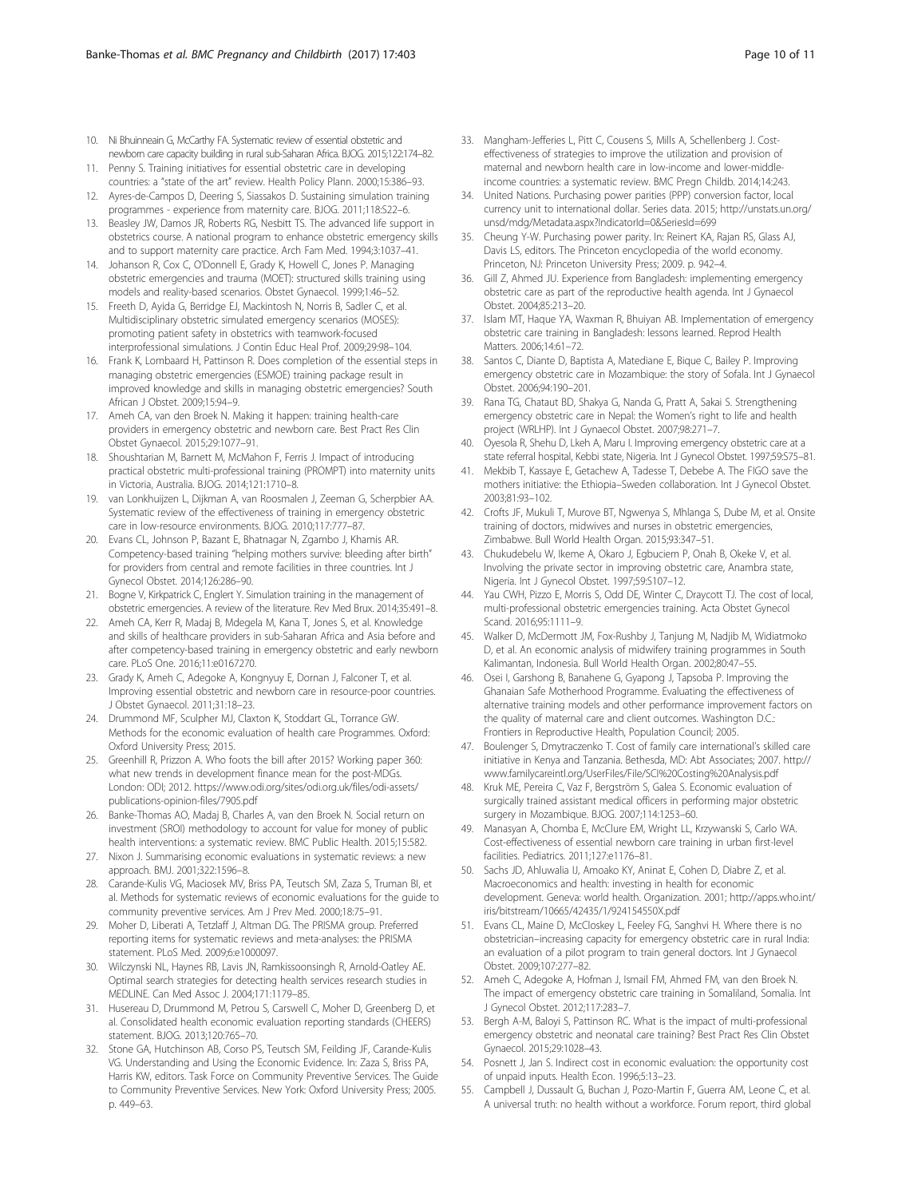10. Ni Bhuinneain G, McCarthy FA. Systematic review of essential obstetric and newborn care capacity building in rural sub-Saharan Africa. BJOG. 2015;122:174–82.
11. Penny S. Training initiatives for essential obstetric care in developing countries: a "state of the art" review. Health Policy Plann. 2000;15:386–93.
12. Ayres-de-Campos D, Deering S, Siassakos D. Sustaining simulation training programmes - experience from maternity care. BJOG. 2011;118:S22–6.
13. Beasley JW, Damos JR, Roberts RG, Nesbitt TS. The advanced life support in obstetrics course. A national program to enhance obstetric emergency skills and to support maternity care practice. Arch Fam Med. 1994;3:1037–41.
14. Johanson R, Cox C, O'Donnell E, Grady K, Howell C, Jones P. Managing obstetric emergencies and trauma (MOET): structured skills training using models and reality-based scenarios. Obstet Gynaecol. 1999;1:46–52.
15. Freeth D, Ayida G, Berridge EJ, Mackintosh N, Norris B, Sadler C, et al. Multidisciplinary obstetric simulated emergency scenarios (MOSES): promoting patient safety in obstetrics with teamwork-focused interprofessional simulations. J Contin Educ Heal Prof. 2009;29:98–104.
16. Frank K, Lombaard H, Pattinson R. Does completion of the essential steps in managing obstetric emergencies (ESMOE) training package result in improved knowledge and skills in managing obstetric emergencies? South African J Obstet. 2009;15:94–9.
17. Ameh CA, van den Broek N. Making it happen: training health-care providers in emergency obstetric and newborn care. Best Pract Res Clin Obstet Gynaecol. 2015;29:1077–91.
18. Shoushtarian M, Barnett M, McMahon F, Ferris J. Impact of introducing practical obstetric multi-professional training (PROMPT) into maternity units in Victoria, Australia. BJOG. 2014;121:1710–8.
19. van Lonkhuijzen L, Dijkman A, van Roosmalen J, Zeeman G, Scherpbier AA. Systematic review of the effectiveness of training in emergency obstetric care in low-resource environments. BJOG. 2010;117:777–87.
20. Evans CL, Johnson P, Bazant E, Bhatnagar N, Zgambo J, Khamis AR. Competency-based training "helping mothers survive: bleeding after birth" for providers from central and remote facilities in three countries. Int J Gynecol Obstet. 2014;126:286–90.
21. Bogne V, Kirkpatrick C, Englert Y. Simulation training in the management of obstetric emergencies. A review of the literature. Rev Med Brux. 2014;35:491–8.
22. Ameh CA, Kerr R, Madaj B, Mdegela M, Kana T, Jones S, et al. Knowledge and skills of healthcare providers in sub-Saharan Africa and Asia before and after competency-based training in emergency obstetric and early newborn care. PLoS One. 2016;11:e0167270.
23. Grady K, Ameh C, Adegoke A, Kongnyuy E, Dornan J, Falconer T, et al. Improving essential obstetric and newborn care in resource-poor countries. J Obstet Gynaecol. 2011;31:18–23.
24. Drummond MF, Sculpher MJ, Claxton K, Stoddart GL, Torrance GW. Methods for the economic evaluation of health care Programmes. Oxford: Oxford University Press; 2015.
25. Greenhill R, Prizzon A. Who foots the bill after 2015? Working paper 360: what new trends in development finance mean for the post-MDGs. London: ODI; 2012. https://www.odi.org/sites/odi.org.uk/files/odi-assets/publications-opinion-files/7905.pdf
26. Banke-Thomas AO, Madaj B, Charles A, van den Broek N. Social return on investment (SROI) methodology to account for value for money of public health interventions: a systematic review. BMC Public Health. 2015;15:582.
27. Nixon J. Summarising economic evaluations in systematic reviews: a new approach. BMJ. 2001;322:1596–8.
28. Carande-Kulis VG, Maciosek MV, Briss PA, Teutsch SM, Zaza S, Truman BI, et al. Methods for systematic reviews of economic evaluations for the guide to community preventive services. Am J Prev Med. 2000;18:75–91.
29. Moher D, Liberati A, Tetzlaff J, Altman DG. The PRISMA group. Preferred reporting items for systematic reviews and meta-analyses: the PRISMA statement. PLoS Med. 2009;6:e1000097.
30. Wilczynski NL, Haynes RB, Lavis JN, Ramkissoonsingh R, Arnold-Oatley AE. Optimal search strategies for detecting health services research studies in MEDLINE. Can Med Assoc J. 2004;171:1179–85.
31. Husereau D, Drummond M, Petrou S, Carswell C, Moher D, Greenberg D, et al. Consolidated health economic evaluation reporting standards (CHEERS) statement. BJOG. 2013;120:765–70.
32. Stone GA, Hutchinson AB, Corso PS, Teutsch SM, Feilding JF, Carande-Kulis VG. Understanding and Using the Economic Evidence. In: Zaza S, Briss PA, Harris KW, editors. Task Force on Community Preventive Services. The Guide to Community Preventive Services. New York: Oxford University Press; 2005. p. 449–63.
33. Mangham-Jefferies L, Pitt C, Cousens S, Mills A, Schellenberg J. Cost-effectiveness of strategies to improve the utilization and provision of maternal and newborn health care in low-income and lower-middle-income countries: a systematic review. BMC Pregn Childb. 2014;14:243.
34. United Nations. Purchasing power parities (PPP) conversion factor, local currency unit to international dollar. Series data. 2015; http://unstats.un.org/unsd/mdg/Metadata.aspx?IndicatorId=0&SeriesId=699
35. Cheung Y-W. Purchasing power parity. In: Reinert KA, Rajan RS, Glass AJ, Davis LS, editors. The Princeton encyclopedia of the world economy. Princeton, NJ: Princeton University Press; 2009. p. 942–4.
36. Gill Z, Ahmed JU. Experience from Bangladesh: implementing emergency obstetric care as part of the reproductive health agenda. Int J Gynaecol Obstet. 2004;85:213–20.
37. Islam MT, Haque YA, Waxman R, Bhuiyan AB. Implementation of emergency obstetric care training in Bangladesh: lessons learned. Reprod Health Matters. 2006;14:61–72.
38. Santos C, Diante D, Baptista A, Matediane E, Bique C, Bailey P. Improving emergency obstetric care in Mozambique: the story of Sofala. Int J Gynaecol Obstet. 2006;94:190–201.
39. Rana TG, Chataut BD, Shakya G, Nanda G, Pratt A, Sakai S. Strengthening emergency obstetric care in Nepal: the Women's right to life and health project (WRLHP). Int J Gynaecol Obstet. 2007;98:271–7.
40. Oyesola R, Shehu D, Lkeh A, Maru I. Improving emergency obstetric care at a state referral hospital, Kebbi state, Nigeria. Int J Gynecol Obstet. 1997;59:S75–81.
41. Mekbib T, Kassaye E, Getachew A, Tadesse T, Debebe A. The FIGO save the mothers initiative: the Ethiopia–Sweden collaboration. Int J Gynecol Obstet. 2003;81:93–102.
42. Crofts JF, Mukuli T, Murove BT, Ngwenya S, Mhlanga S, Dube M, et al. Onsite training of doctors, midwives and nurses in obstetric emergencies, Zimbabwe. Bull World Health Organ. 2015;93:347–51.
43. Chukudebelu W, Ikeme A, Okaro J, Egbuciem P, Onah B, Okeke V, et al. Involving the private sector in improving obstetric care, Anambra state, Nigeria. Int J Gynecol Obstet. 1997;59:S107–12.
44. Yau CWH, Pizzo E, Morris S, Odd DE, Winter C, Draycott TJ. The cost of local, multi-professional obstetric emergencies training. Acta Obstet Gynecol Scand. 2016;95:1111–9.
45. Walker D, McDermott JM, Fox-Rushby J, Tanjung M, Nadjib M, Widiatmoko D, et al. An economic analysis of midwifery training programmes in South Kalimantan, Indonesia. Bull World Health Organ. 2002;80:47–55.
46. Osei I, Garshong B, Banahene G, Gyapong J, Tapsoba P. Improving the Ghanaian Safe Motherhood Programme. Evaluating the effectiveness of alternative training models and other performance improvement factors on the quality of maternal care and client outcomes. Washington D.C.: Frontiers in Reproductive Health, Population Council; 2005.
47. Boulenger S, Dmytraczenko T. Cost of family care international's skilled care initiative in Kenya and Tanzania. Bethesda, MD: Abt Associates; 2007. http://www.familycareintl.org/UserFiles/File/SCI%20Costing%20Analysis.pdf
48. Kruk ME, Pereira C, Vaz F, Bergström S, Galea S. Economic evaluation of surgically trained assistant medical officers in performing major obstetric surgery in Mozambique. BJOG. 2007;114:1253–60.
49. Manasyan A, Chomba E, McClure EM, Wright LL, Krzywanski S, Carlo WA. Cost-effectiveness of essential newborn care training in urban first-level facilities. Pediatrics. 2011;127:e1176–81.
50. Sachs JD, Ahluwalia IJ, Amoako KY, Aninat E, Cohen D, Diabre Z, et al. Macroeconomics and health: investing in health for economic development. Geneva: world health. Organization. 2001; http://apps.who.int/iris/bitstream/10665/42435/1/924154550X.pdf
51. Evans CL, Maine D, McCloskey L, Feeley FG, Sanghvi H. Where there is no obstetrician–increasing capacity for emergency obstetric care in rural India: an evaluation of a pilot program to train general doctors. Int J Gynaecol Obstet. 2009;107:277–82.
52. Ameh C, Adegoke A, Hofman J, Ismail FM, Ahmed FM, van den Broek N. The impact of emergency obstetric care training in Somaliland, Somalia. Int J Gynecol Obstet. 2012;117:283–7.
53. Bergh A-M, Baloyi S, Pattinson RC. What is the impact of multi-professional emergency obstetric and neonatal care training? Best Pract Res Clin Obstet Gynaecol. 2015;29:1028–43.
54. Posnett J, Jan S. Indirect cost in economic evaluation: the opportunity cost of unpaid inputs. Health Econ. 1996;5:13–23.
55. Campbell J, Dussault G, Buchan J, Pozo-Martin F, Guerra AM, Leone C, et al. A universal truth: no health without a workforce. Forum report, third global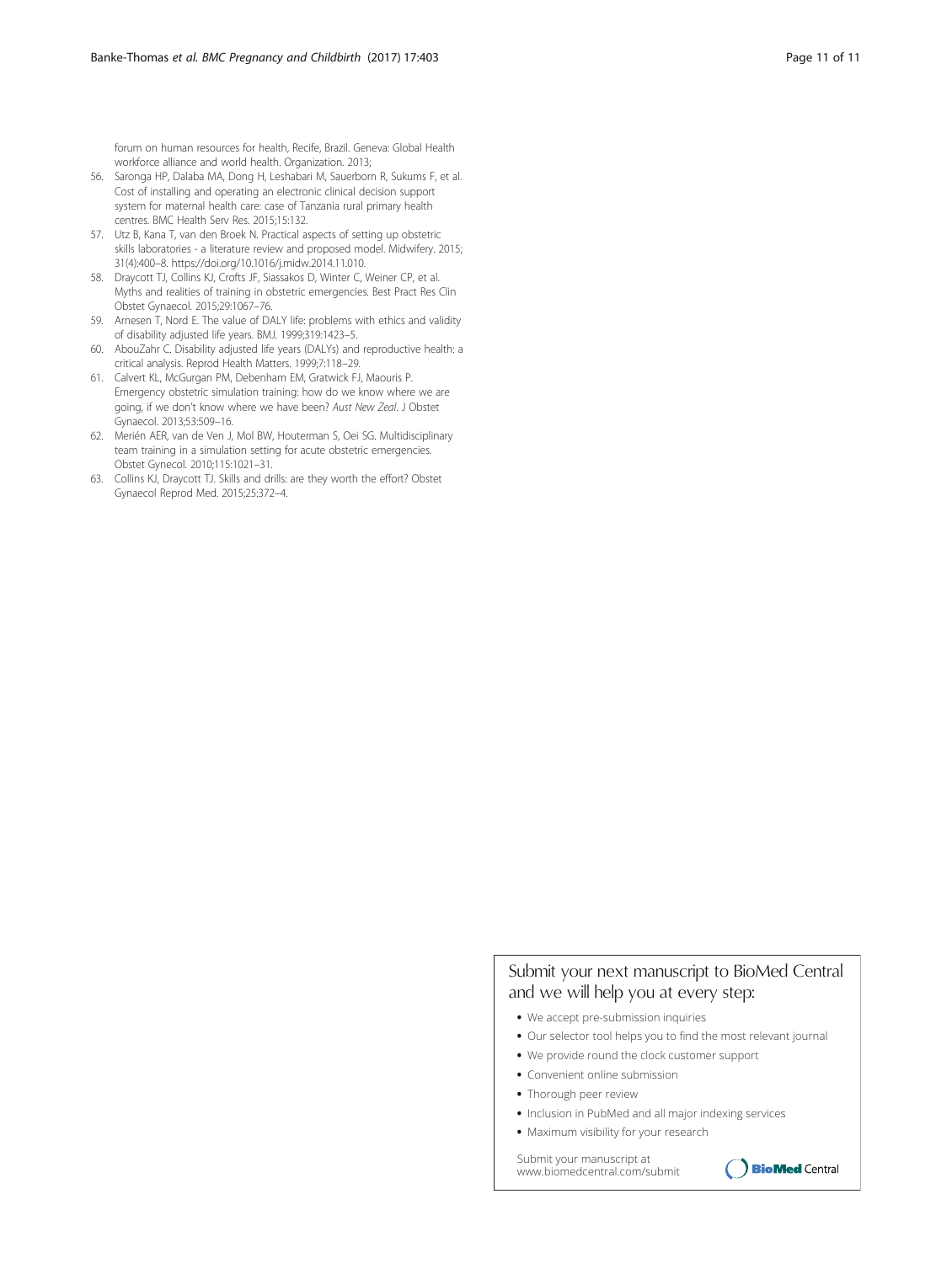forum on human resources for health, Recife, Brazil. Geneva: Global Health workforce alliance and world health. Organization. 2013;

56. Saronga HP, Dalaba MA, Dong H, Leshabari M, Sauerborn R, Sukums F, et al. Cost of installing and operating an electronic clinical decision support system for maternal health care: case of Tanzania rural primary health centres. BMC Health Serv Res. 2015;15:132.
57. Utz B, Kana T, van den Broek N. Practical aspects of setting up obstetric skills laboratories - a literature review and proposed model. Midwifery. 2015; 31(4):400–8. https://doi.org/10.1016/j.midw.2014.11.010.
58. Draycott TJ, Collins KJ, Crofts JF, Siassakos D, Winter C, Weiner CP, et al. Myths and realities of training in obstetric emergencies. Best Pract Res Clin Obstet Gynaecol. 2015;29:1067–76.
59. Arnesen T, Nord E. The value of DALY life: problems with ethics and validity of disability adjusted life years. BMJ. 1999;319:1423–5.
60. AbouZahr C. Disability adjusted life years (DALYs) and reproductive health: a critical analysis. Reprod Health Matters. 1999;7:118–29.
61. Calvert KL, McGurgan PM, Debenham EM, Gratwick FJ, Maouris P. Emergency obstetric simulation training: how do we know where we are going, if we don't know where we have been? *Aust New Zeal*. J Obstet Gynaecol. 2013;53:509–16.
62. Merién AER, van de Ven J, Mol BW, Houterman S, Oei SG. Multidisciplinary team training in a simulation setting for acute obstetric emergencies. Obstet Gynecol. 2010;115:1021–31.
63. Collins KJ, Draycott TJ. Skills and drills: are they worth the effort? Obstet Gynaecol Reprod Med. 2015;25:372–4.

Submit your next manuscript to BioMed Central and we will help you at every step:

- We accept pre-submission inquiries
- Our selector tool helps you to find the most relevant journal
- We provide round the clock customer support
- Convenient online submission
- Thorough peer review
- Inclusion in PubMed and all major indexing services
- Maximum visibility for your research

Submit your manuscript at www.biomedcentral.com/submit

BioMed Central